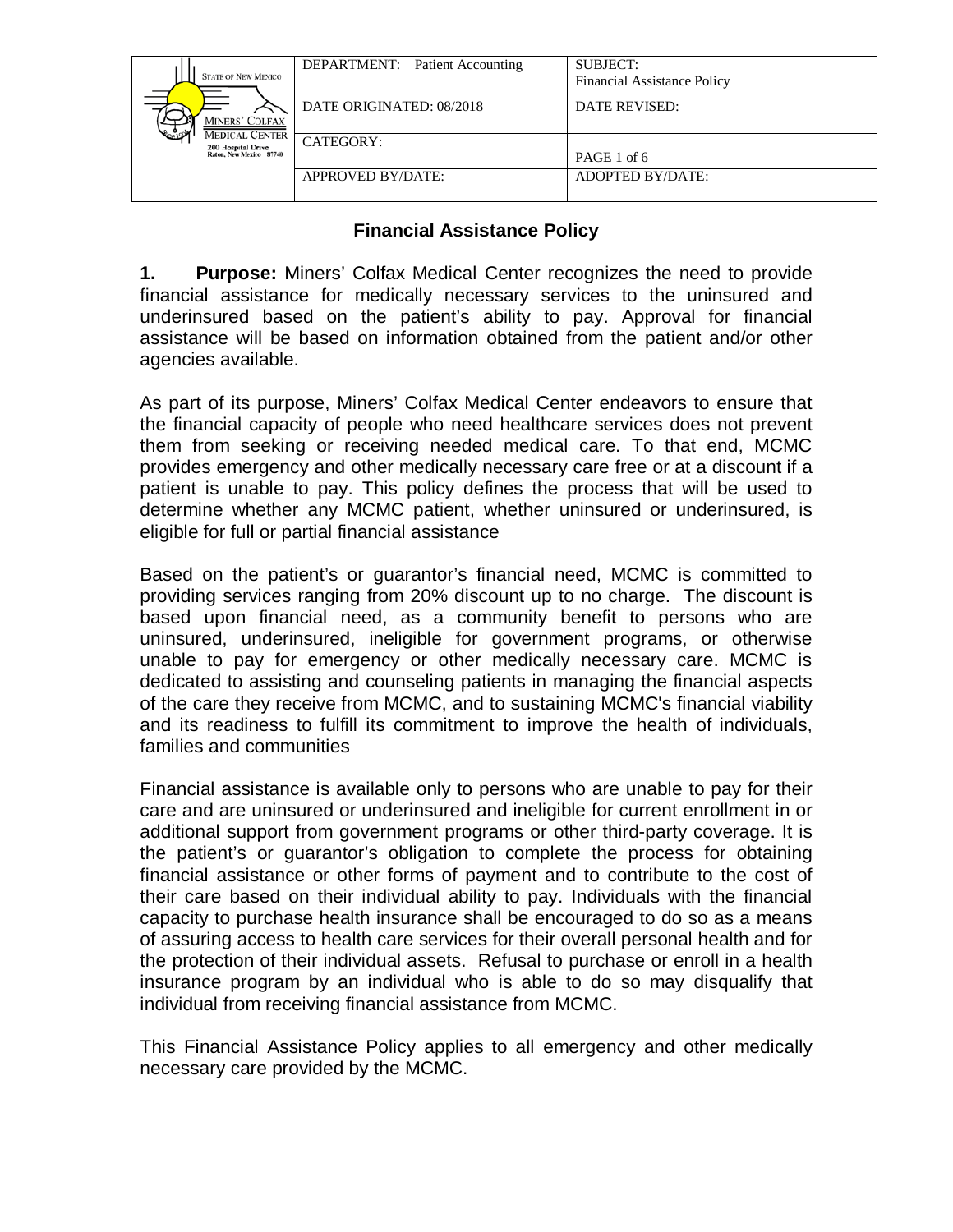| STATE OF NEW MEXICO MINERS' COLFAX MEDICAL CENTER 200 Hospital Drive Raton, New Mexico 87740 | DEPARTMENT: Patient Accounting | SUBJECT: Financial Assistance Policy |
| --- | --- | --- |
| | DATE ORIGINATED: 08/2018 | DATE REVISED: |
| | CATEGORY: | PAGE 1 of 6 |
| | APPROVED BY/DATE: | ADOPTED BY/DATE: |

# Financial Assistance Policy

**1. Purpose:** Miners' Colfax Medical Center recognizes the need to provide financial assistance for medically necessary services to the uninsured and underinsured based on the patient's ability to pay. Approval for financial assistance will be based on information obtained from the patient and/or other agencies available.

As part of its purpose, Miners' Colfax Medical Center endeavors to ensure that the financial capacity of people who need healthcare services does not prevent them from seeking or receiving needed medical care. To that end, MCMC provides emergency and other medically necessary care free or at a discount if a patient is unable to pay. This policy defines the process that will be used to determine whether any MCMC patient, whether uninsured or underinsured, is eligible for full or partial financial assistance

Based on the patient's or guarantor's financial need, MCMC is committed to providing services ranging from 20% discount up to no charge. The discount is based upon financial need, as a community benefit to persons who are uninsured, underinsured, ineligible for government programs, or otherwise unable to pay for emergency or other medically necessary care. MCMC is dedicated to assisting and counseling patients in managing the financial aspects of the care they receive from MCMC, and to sustaining MCMC's financial viability and its readiness to fulfill its commitment to improve the health of individuals, families and communities

Financial assistance is available only to persons who are unable to pay for their care and are uninsured or underinsured and ineligible for current enrollment in or additional support from government programs or other third-party coverage. It is the patient's or guarantor's obligation to complete the process for obtaining financial assistance or other forms of payment and to contribute to the cost of their care based on their individual ability to pay. Individuals with the financial capacity to purchase health insurance shall be encouraged to do so as a means of assuring access to health care services for their overall personal health and for the protection of their individual assets. Refusal to purchase or enroll in a health insurance program by an individual who is able to do so may disqualify that individual from receiving financial assistance from MCMC.

This Financial Assistance Policy applies to all emergency and other medically necessary care provided by the MCMC.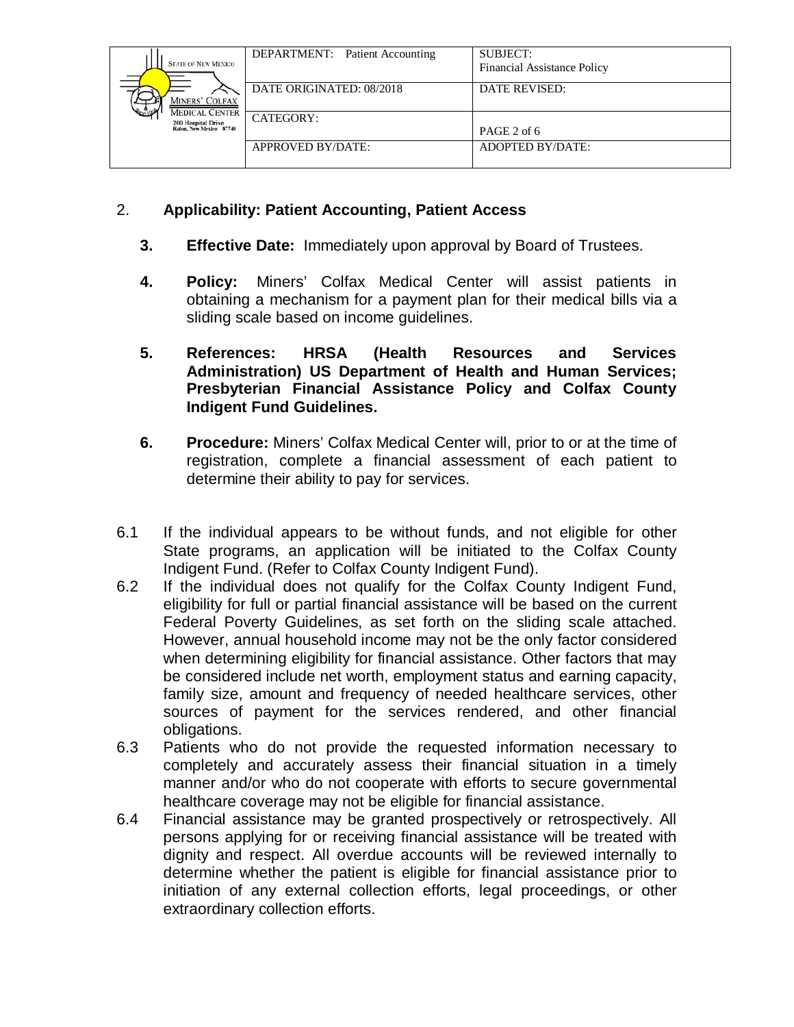2. **Applicability: Patient Accounting, Patient Access**

3. **Effective Date:** Immediately upon approval by Board of Trustees.

4. **Policy:** Miners' Colfax Medical Center will assist patients in obtaining a mechanism for a payment plan for their medical bills via a sliding scale based on income guidelines.

5. **References: HRSA (Health Resources and Services Administration) US Department of Health and Human Services; Presbyterian Financial Assistance Policy and Colfax County Indigent Fund Guidelines.**

6. **Procedure:** Miners' Colfax Medical Center will, prior to or at the time of registration, complete a financial assessment of each patient to determine their ability to pay for services.

6.1 If the individual appears to be without funds, and not eligible for other State programs, an application will be initiated to the Colfax County Indigent Fund. (Refer to Colfax County Indigent Fund).

6.2 If the individual does not qualify for the Colfax County Indigent Fund, eligibility for full or partial financial assistance will be based on the current Federal Poverty Guidelines, as set forth on the sliding scale attached. However, annual household income may not be the only factor considered when determining eligibility for financial assistance. Other factors that may be considered include net worth, employment status and earning capacity, family size, amount and frequency of needed healthcare services, other sources of payment for the services rendered, and other financial obligations.

6.3 Patients who do not provide the requested information necessary to completely and accurately assess their financial situation in a timely manner and/or who do not cooperate with efforts to secure governmental healthcare coverage may not be eligible for financial assistance.

6.4 Financial assistance may be granted prospectively or retrospectively. All persons applying for or receiving financial assistance will be treated with dignity and respect. All overdue accounts will be reviewed internally to determine whether the patient is eligible for financial assistance prior to initiation of any external collection efforts, legal proceedings, or other extraordinary collection efforts.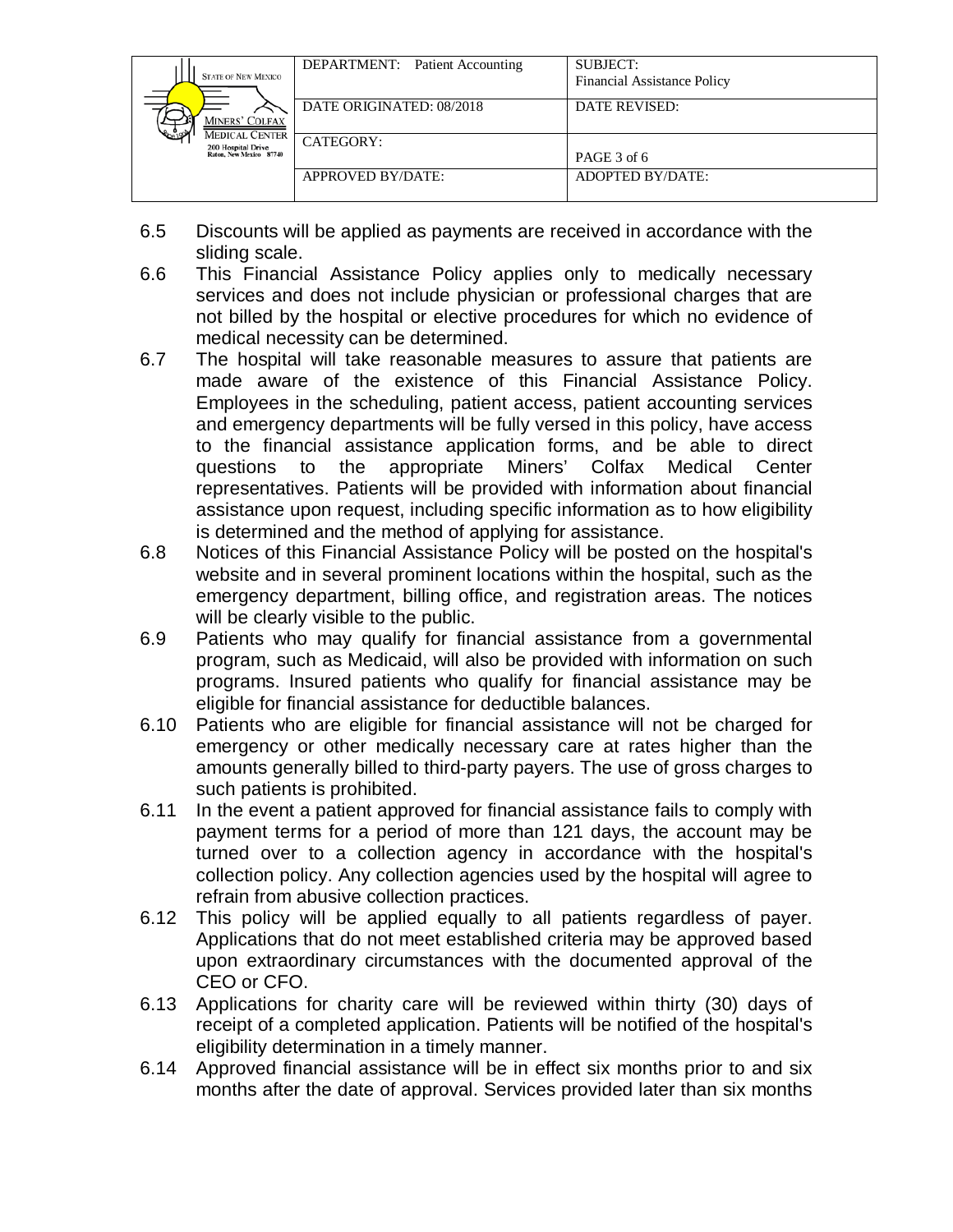6.5 Discounts will be applied as payments are received in accordance with the sliding scale.

6.6 This Financial Assistance Policy applies only to medically necessary services and does not include physician or professional charges that are not billed by the hospital or elective procedures for which no evidence of medical necessity can be determined.

6.7 The hospital will take reasonable measures to assure that patients are made aware of the existence of this Financial Assistance Policy. Employees in the scheduling, patient access, patient accounting services and emergency departments will be fully versed in this policy, have access to the financial assistance application forms, and be able to direct questions to the appropriate Miners' Colfax Medical Center representatives. Patients will be provided with information about financial assistance upon request, including specific information as to how eligibility is determined and the method of applying for assistance.

6.8 Notices of this Financial Assistance Policy will be posted on the hospital's website and in several prominent locations within the hospital, such as the emergency department, billing office, and registration areas. The notices will be clearly visible to the public.

6.9 Patients who may qualify for financial assistance from a governmental program, such as Medicaid, will also be provided with information on such programs. Insured patients who qualify for financial assistance may be eligible for financial assistance for deductible balances.

6.10 Patients who are eligible for financial assistance will not be charged for emergency or other medically necessary care at rates higher than the amounts generally billed to third-party payers. The use of gross charges to such patients is prohibited.

6.11 In the event a patient approved for financial assistance fails to comply with payment terms for a period of more than 121 days, the account may be turned over to a collection agency in accordance with the hospital's collection policy. Any collection agencies used by the hospital will agree to refrain from abusive collection practices.

6.12 This policy will be applied equally to all patients regardless of payer. Applications that do not meet established criteria may be approved based upon extraordinary circumstances with the documented approval of the CEO or CFO.

6.13 Applications for charity care will be reviewed within thirty (30) days of receipt of a completed application. Patients will be notified of the hospital's eligibility determination in a timely manner.

6.14 Approved financial assistance will be in effect six months prior to and six months after the date of approval. Services provided later than six months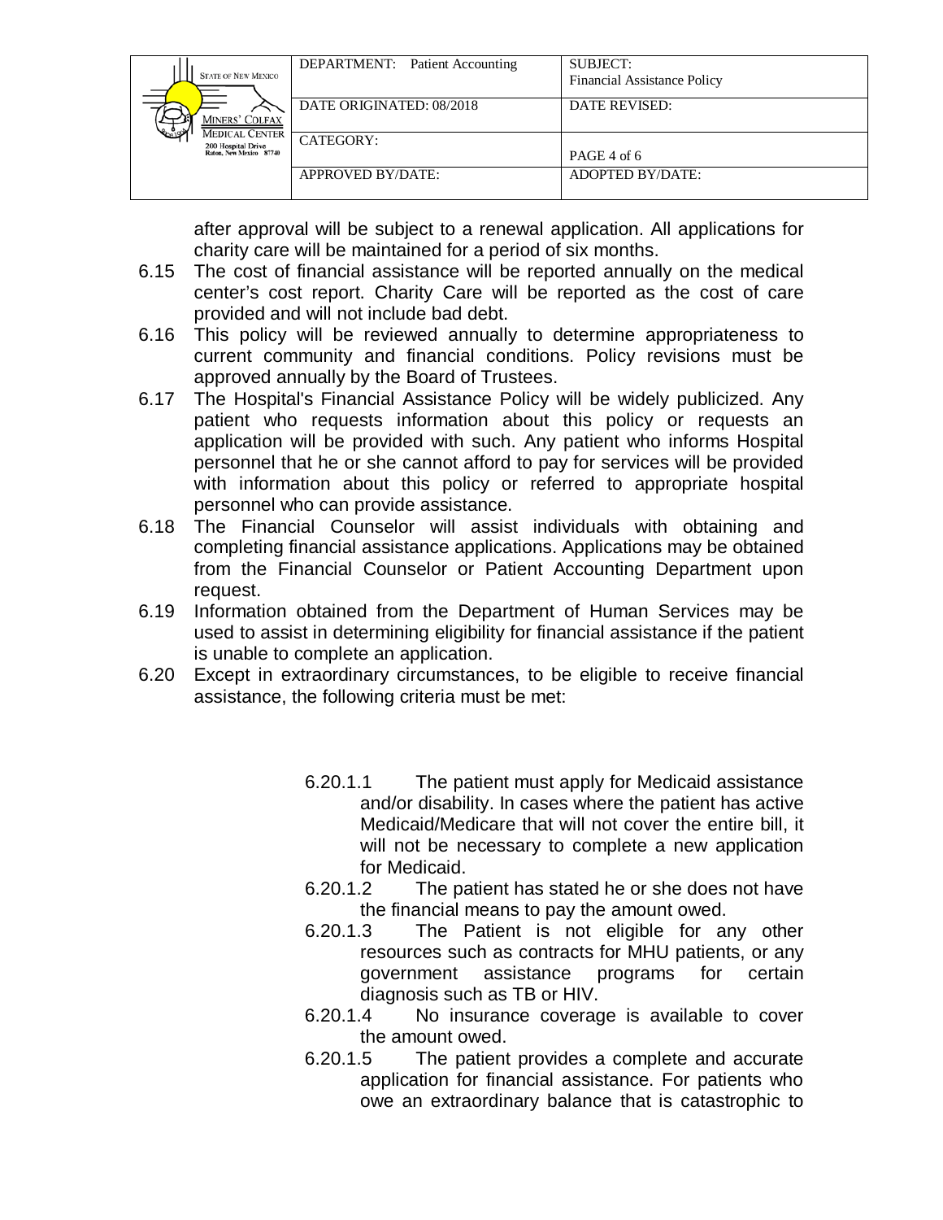after approval will be subject to a renewal application. All applications for charity care will be maintained for a period of six months.

6.15 The cost of financial assistance will be reported annually on the medical center's cost report. Charity Care will be reported as the cost of care provided and will not include bad debt.

6.16 This policy will be reviewed annually to determine appropriateness to current community and financial conditions. Policy revisions must be approved annually by the Board of Trustees.

6.17 The Hospital's Financial Assistance Policy will be widely publicized. Any patient who requests information about this policy or requests an application will be provided with such. Any patient who informs Hospital personnel that he or she cannot afford to pay for services will be provided with information about this policy or referred to appropriate hospital personnel who can provide assistance.

6.18 The Financial Counselor will assist individuals with obtaining and completing financial assistance applications. Applications may be obtained from the Financial Counselor or Patient Accounting Department upon request.

6.19 Information obtained from the Department of Human Services may be used to assist in determining eligibility for financial assistance if the patient is unable to complete an application.

6.20 Except in extraordinary circumstances, to be eligible to receive financial assistance, the following criteria must be met:

6.20.1.1 The patient must apply for Medicaid assistance and/or disability. In cases where the patient has active Medicaid/Medicare that will not cover the entire bill, it will not be necessary to complete a new application for Medicaid.

6.20.1.2 The patient has stated he or she does not have the financial means to pay the amount owed.

6.20.1.3 The Patient is not eligible for any other resources such as contracts for MHU patients, or any government assistance programs for certain diagnosis such as TB or HIV.

6.20.1.4 No insurance coverage is available to cover the amount owed.

6.20.1.5 The patient provides a complete and accurate application for financial assistance. For patients who owe an extraordinary balance that is catastrophic to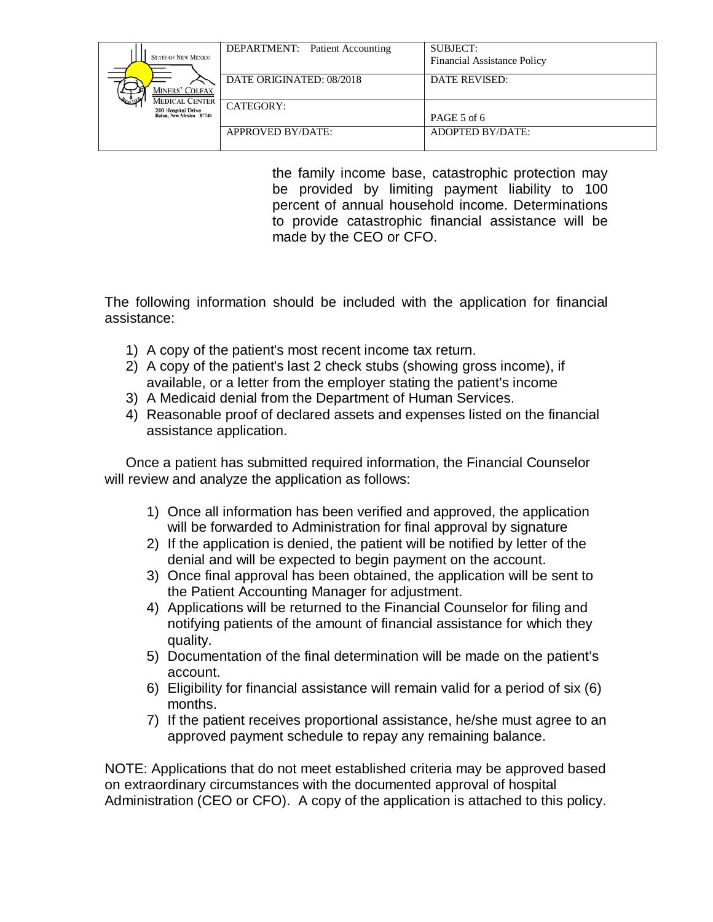the family income base, catastrophic protection may be provided by limiting payment liability to 100 percent of annual household income. Determinations to provide catastrophic financial assistance will be made by the CEO or CFO.

The following information should be included with the application for financial assistance:

1) A copy of the patient's most recent income tax return.
2) A copy of the patient's last 2 check stubs (showing gross income), if available, or a letter from the employer stating the patient's income
3) A Medicaid denial from the Department of Human Services.
4) Reasonable proof of declared assets and expenses listed on the financial assistance application.

Once a patient has submitted required information, the Financial Counselor will review and analyze the application as follows:

1) Once all information has been verified and approved, the application will be forwarded to Administration for final approval by signature
2) If the application is denied, the patient will be notified by letter of the denial and will be expected to begin payment on the account.
3) Once final approval has been obtained, the application will be sent to the Patient Accounting Manager for adjustment.
4) Applications will be returned to the Financial Counselor for filing and notifying patients of the amount of financial assistance for which they quality.
5) Documentation of the final determination will be made on the patient's account.
6) Eligibility for financial assistance will remain valid for a period of six (6) months.
7) If the patient receives proportional assistance, he/she must agree to an approved payment schedule to repay any remaining balance.

NOTE: Applications that do not meet established criteria may be approved based on extraordinary circumstances with the documented approval of hospital Administration (CEO or CFO). A copy of the application is attached to this policy.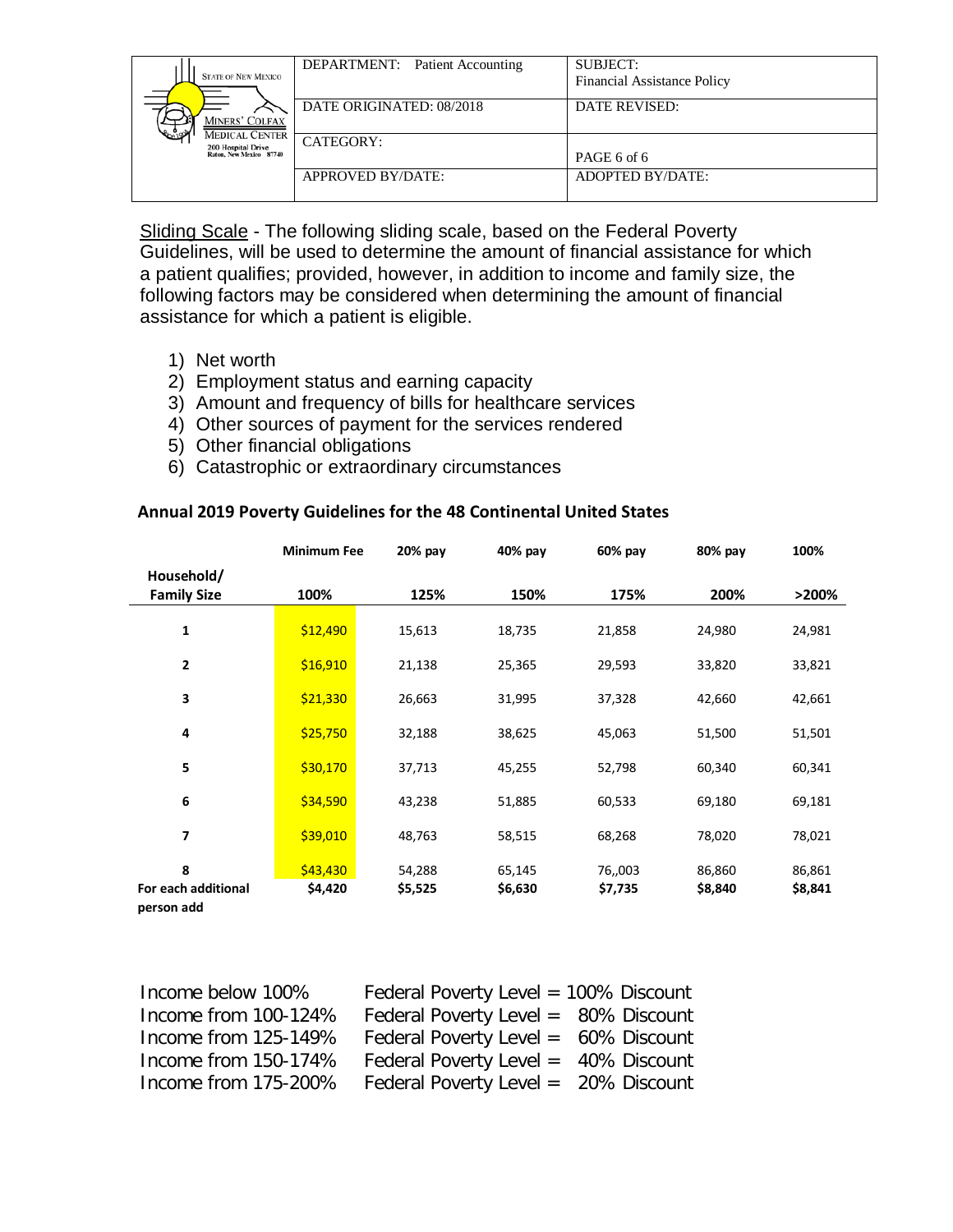Sliding Scale - The following sliding scale, based on the Federal Poverty Guidelines, will be used to determine the amount of financial assistance for which a patient qualifies; provided, however, in addition to income and family size, the following factors may be considered when determining the amount of financial assistance for which a patient is eligible.

1) Net worth
2) Employment status and earning capacity
3) Amount and frequency of bills for healthcare services
4) Other sources of payment for the services rendered
5) Other financial obligations
6) Catastrophic or extraordinary circumstances

**Annual 2019 Poverty Guidelines for the 48 Continental United States**

| | **Minimum Fee** | **20% pay** | **40% pay** | **60% pay** | **80% pay** | **100%** |
|---|---|---|---|---|---|---|
| **Household/ Family Size** | **100%** | **125%** | **150%** | **175%** | **200%** | **>200%** |
| **1** | $12,490 | 15,613 | 18,735 | 21,858 | 24,980 | 24,981 |
| **2** | $16,910 | 21,138 | 25,365 | 29,593 | 33,820 | 33,821 |
| **3** | $21,330 | 26,663 | 31,995 | 37,328 | 42,660 | 42,661 |
| **4** | $25,750 | 32,188 | 38,625 | 45,063 | 51,500 | 51,501 |
| **5** | $30,170 | 37,713 | 45,255 | 52,798 | 60,340 | 60,341 |
| **6** | $34,590 | 43,238 | 51,885 | 60,533 | 69,180 | 69,181 |
| **7** | $39,010 | 48,763 | 58,515 | 68,268 | 78,020 | 78,021 |
| **8** | $43,430 | 54,288 | 65,145 | 76,,003 | 86,860 | 86,861 |
| **For each additional person add** | **$4,420** | **$5,525** | **$6,630** | **$7,735** | **$8,840** | **$8,841** |

Income below 100% Federal Poverty Level = 100% Discount
Income from 100-124% Federal Poverty Level = 80% Discount
Income from 125-149% Federal Poverty Level = 60% Discount
Income from 150-174% Federal Poverty Level = 40% Discount
Income from 175-200% Federal Poverty Level = 20% Discount